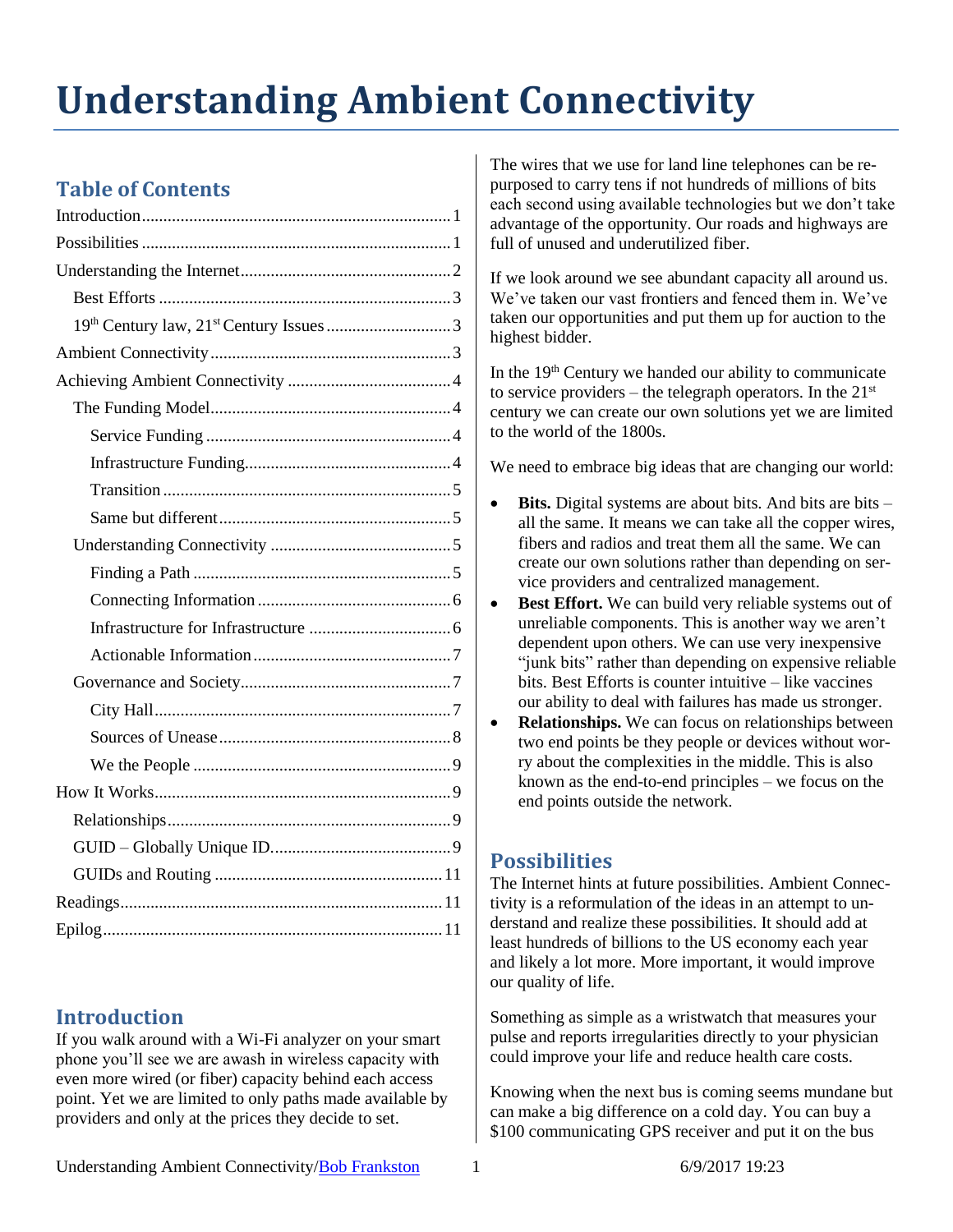# Understanding Ambient Connectivity

## Table of Contents

Introduction.......1
Possibilities.......1
Understanding the Internet.......2
  Best Efforts.......3
  19th Century law, 21st Century Issues.......3
Ambient Connectivity.......3
Achieving Ambient Connectivity.......4
  The Funding Model.......4
    Service Funding.......4
    Infrastructure Funding.......4
    Transition.......5
    Same but different.......5
  Understanding Connectivity.......5
    Finding a Path.......5
    Connecting Information.......6
    Infrastructure for Infrastructure.......6
    Actionable Information.......7
  Governance and Society.......7
    City Hall.......7
    Sources of Unease.......8
    We the People.......9
How It Works.......9
  Relationships.......9
  GUID – Globally Unique ID.......9
  GUIDs and Routing.......11
Readings.......11
Epilog.......11

## Introduction

If you walk around with a Wi-Fi analyzer on your smart phone you'll see we are awash in wireless capacity with even more wired (or fiber) capacity behind each access point. Yet we are limited to only paths made available by providers and only at the prices they decide to set.

The wires that we use for land line telephones can be re-purposed to carry tens if not hundreds of millions of bits each second using available technologies but we don't take advantage of the opportunity. Our roads and highways are full of unused and underutilized fiber.

If we look around we see abundant capacity all around us. We've taken our vast frontiers and fenced them in. We've taken our opportunities and put them up for auction to the highest bidder.

In the 19th Century we handed our ability to communicate to service providers – the telegraph operators. In the 21st century we can create our own solutions yet we are limited to the world of the 1800s.

We need to embrace big ideas that are changing our world:

- **Bits.** Digital systems are about bits. And bits are bits – all the same. It means we can take all the copper wires, fibers and radios and treat them all the same. We can create our own solutions rather than depending on service providers and centralized management.
- **Best Effort.** We can build very reliable systems out of unreliable components. This is another way we aren't dependent upon others. We can use very inexpensive "junk bits" rather than depending on expensive reliable bits. Best Efforts is counter intuitive – like vaccines our ability to deal with failures has made us stronger.
- **Relationships.** We can focus on relationships between two end points be they people or devices without worry about the complexities in the middle. This is also known as the end-to-end principles – we focus on the end points outside the network.

## Possibilities

The Internet hints at future possibilities. Ambient Connectivity is a reformulation of the ideas in an attempt to understand and realize these possibilities. It should add at least hundreds of billions to the US economy each year and likely a lot more. More important, it would improve our quality of life.

Something as simple as a wristwatch that measures your pulse and reports irregularities directly to your physician could improve your life and reduce health care costs.

Knowing when the next bus is coming seems mundane but can make a big difference on a cold day. You can buy a $100 communicating GPS receiver and put it on the bus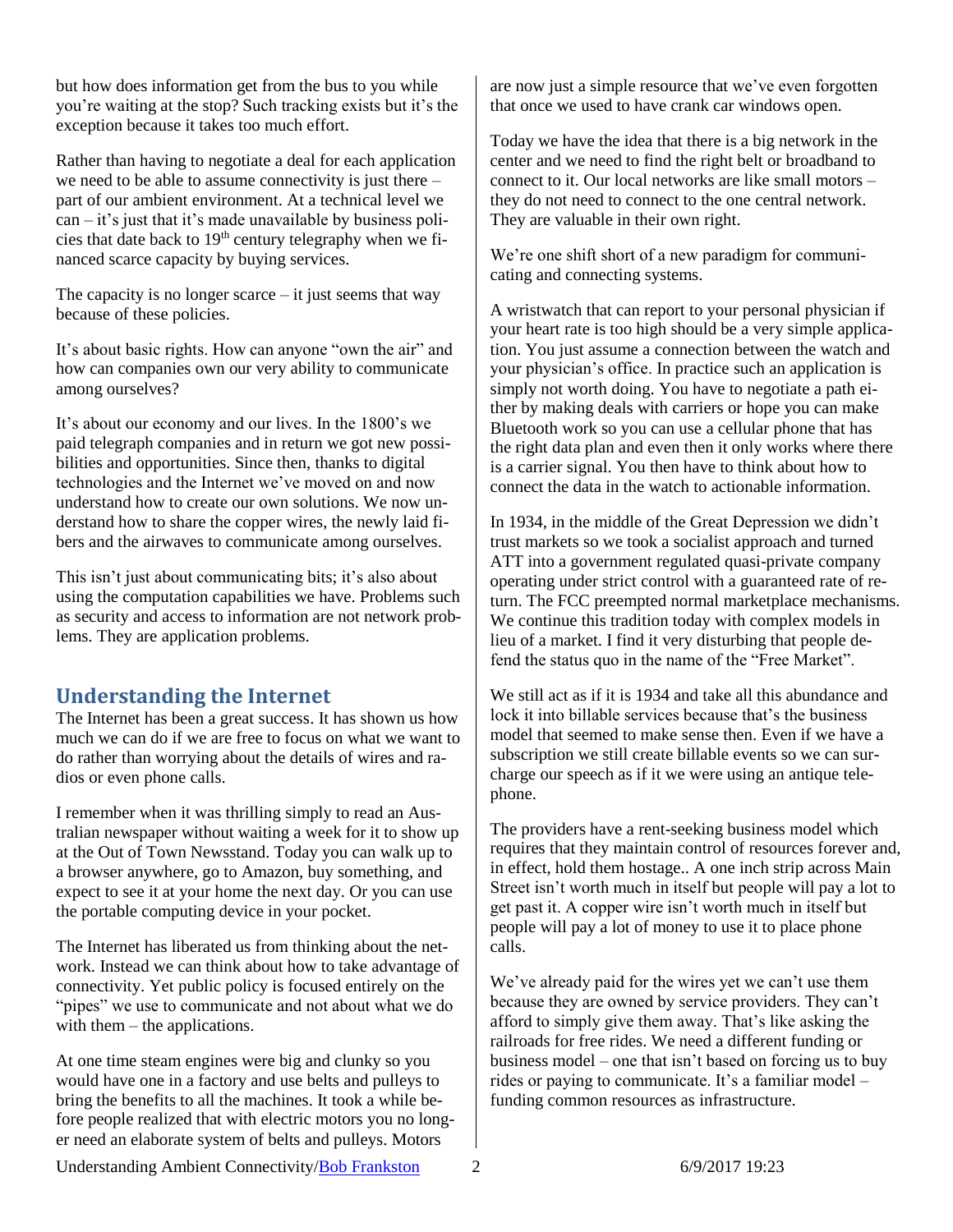but how does information get from the bus to you while you're waiting at the stop? Such tracking exists but it's the exception because it takes too much effort.

Rather than having to negotiate a deal for each application we need to be able to assume connectivity is just there – part of our ambient environment. At a technical level we can – it's just that it's made unavailable by business policies that date back to 19th century telegraphy when we financed scarce capacity by buying services.

The capacity is no longer scarce – it just seems that way because of these policies.

It's about basic rights. How can anyone "own the air" and how can companies own our very ability to communicate among ourselves?

It's about our economy and our lives. In the 1800's we paid telegraph companies and in return we got new possibilities and opportunities. Since then, thanks to digital technologies and the Internet we've moved on and now understand how to create our own solutions. We now understand how to share the copper wires, the newly laid fibers and the airwaves to communicate among ourselves.

This isn't just about communicating bits; it's also about using the computation capabilities we have. Problems such as security and access to information are not network problems. They are application problems.

## Understanding the Internet

The Internet has been a great success. It has shown us how much we can do if we are free to focus on what we want to do rather than worrying about the details of wires and radios or even phone calls.

I remember when it was thrilling simply to read an Australian newspaper without waiting a week for it to show up at the Out of Town Newsstand. Today you can walk up to a browser anywhere, go to Amazon, buy something, and expect to see it at your home the next day. Or you can use the portable computing device in your pocket.

The Internet has liberated us from thinking about the network. Instead we can think about how to take advantage of connectivity. Yet public policy is focused entirely on the "pipes" we use to communicate and not about what we do with them – the applications.

At one time steam engines were big and clunky so you would have one in a factory and use belts and pulleys to bring the benefits to all the machines. It took a while before people realized that with electric motors you no longer need an elaborate system of belts and pulleys. Motors are now just a simple resource that we've even forgotten that once we used to have crank car windows open.

Today we have the idea that there is a big network in the center and we need to find the right belt or broadband to connect to it. Our local networks are like small motors – they do not need to connect to the one central network. They are valuable in their own right.

We're one shift short of a new paradigm for communicating and connecting systems.

A wristwatch that can report to your personal physician if your heart rate is too high should be a very simple application. You just assume a connection between the watch and your physician's office. In practice such an application is simply not worth doing. You have to negotiate a path either by making deals with carriers or hope you can make Bluetooth work so you can use a cellular phone that has the right data plan and even then it only works where there is a carrier signal. You then have to think about how to connect the data in the watch to actionable information.

In 1934, in the middle of the Great Depression we didn't trust markets so we took a socialist approach and turned ATT into a government regulated quasi-private company operating under strict control with a guaranteed rate of return. The FCC preempted normal marketplace mechanisms. We continue this tradition today with complex models in lieu of a market. I find it very disturbing that people defend the status quo in the name of the "Free Market".

We still act as if it is 1934 and take all this abundance and lock it into billable services because that's the business model that seemed to make sense then. Even if we have a subscription we still create billable events so we can surcharge our speech as if it we were using an antique telephone.

The providers have a rent-seeking business model which requires that they maintain control of resources forever and, in effect, hold them hostage.. A one inch strip across Main Street isn't worth much in itself but people will pay a lot to get past it. A copper wire isn't worth much in itself but people will pay a lot of money to use it to place phone calls.

We've already paid for the wires yet we can't use them because they are owned by service providers. They can't afford to simply give them away. That's like asking the railroads for free rides. We need a different funding or business model – one that isn't based on forcing us to buy rides or paying to communicate. It's a familiar model – funding common resources as infrastructure.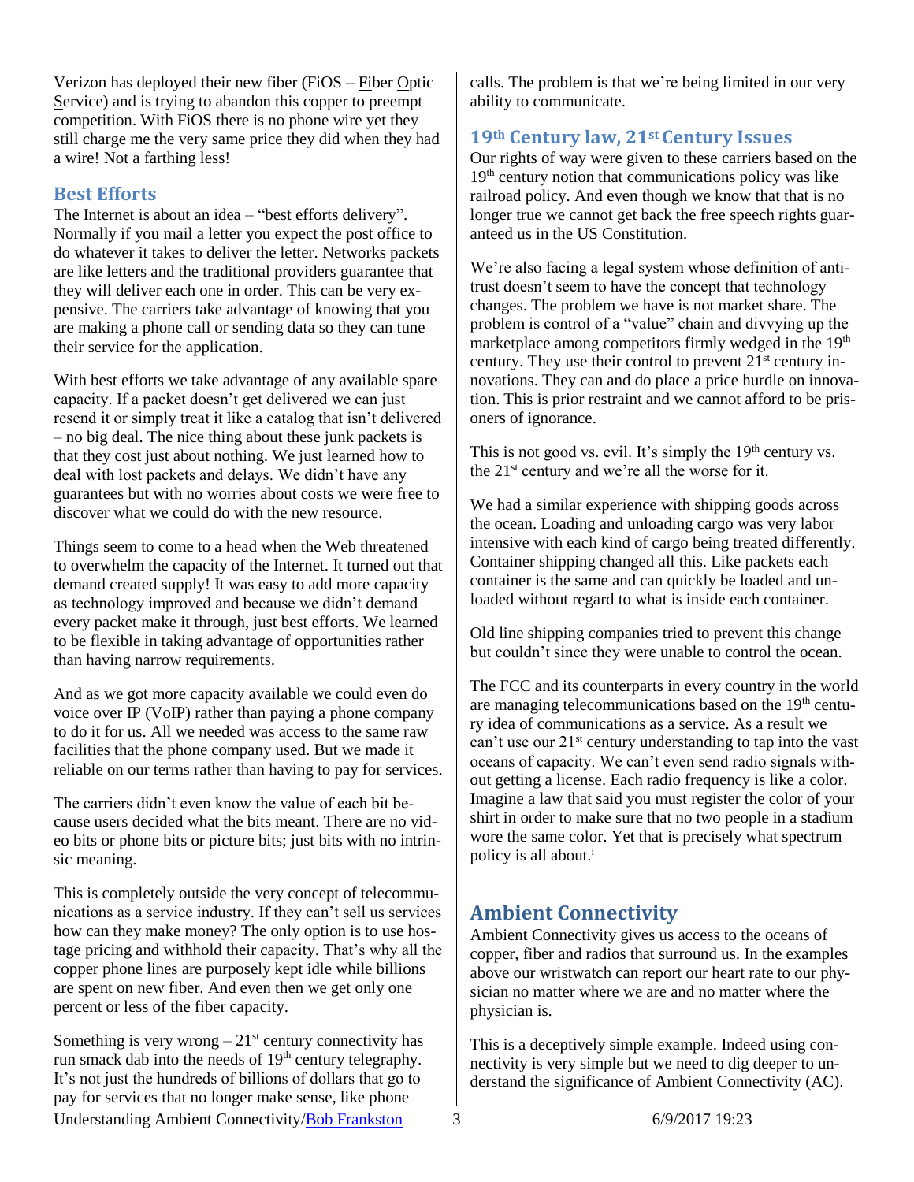Verizon has deployed their new fiber (FiOS – Fiber Optic Service) and is trying to abandon this copper to preempt competition. With FiOS there is no phone wire yet they still charge me the very same price they did when they had a wire! Not a farthing less!

## Best Efforts

The Internet is about an idea – "best efforts delivery". Normally if you mail a letter you expect the post office to do whatever it takes to deliver the letter. Networks packets are like letters and the traditional providers guarantee that they will deliver each one in order. This can be very expensive. The carriers take advantage of knowing that you are making a phone call or sending data so they can tune their service for the application.

With best efforts we take advantage of any available spare capacity. If a packet doesn't get delivered we can just resend it or simply treat it like a catalog that isn't delivered – no big deal. The nice thing about these junk packets is that they cost just about nothing. We just learned how to deal with lost packets and delays. We didn't have any guarantees but with no worries about costs we were free to discover what we could do with the new resource.

Things seem to come to a head when the Web threatened to overwhelm the capacity of the Internet. It turned out that demand created supply! It was easy to add more capacity as technology improved and because we didn't demand every packet make it through, just best efforts. We learned to be flexible in taking advantage of opportunities rather than having narrow requirements.

And as we got more capacity available we could even do voice over IP (VoIP) rather than paying a phone company to do it for us. All we needed was access to the same raw facilities that the phone company used. But we made it reliable on our terms rather than having to pay for services.

The carriers didn't even know the value of each bit because users decided what the bits meant. There are no video bits or phone bits or picture bits; just bits with no intrinsic meaning.

This is completely outside the very concept of telecommunications as a service industry. If they can't sell us services how can they make money? The only option is to use hostage pricing and withhold their capacity. That's why all the copper phone lines are purposely kept idle while billions are spent on new fiber. And even then we get only one percent or less of the fiber capacity.

Something is very wrong – 21st century connectivity has run smack dab into the needs of 19th century telegraphy. It's not just the hundreds of billions of dollars that go to pay for services that no longer make sense, like phone calls. The problem is that we're being limited in our very ability to communicate.

## 19th Century law, 21st Century Issues

Our rights of way were given to these carriers based on the 19th century notion that communications policy was like railroad policy. And even though we know that that is no longer true we cannot get back the free speech rights guaranteed us in the US Constitution.

We're also facing a legal system whose definition of antitrust doesn't seem to have the concept that technology changes. The problem we have is not market share. The problem is control of a "value" chain and divvying up the marketplace among competitors firmly wedged in the 19th century. They use their control to prevent 21st century innovations. They can and do place a price hurdle on innovation. This is prior restraint and we cannot afford to be prisoners of ignorance.

This is not good vs. evil. It's simply the 19th century vs. the 21st century and we're all the worse for it.

We had a similar experience with shipping goods across the ocean. Loading and unloading cargo was very labor intensive with each kind of cargo being treated differently. Container shipping changed all this. Like packets each container is the same and can quickly be loaded and unloaded without regard to what is inside each container.

Old line shipping companies tried to prevent this change but couldn't since they were unable to control the ocean.

The FCC and its counterparts in every country in the world are managing telecommunications based on the 19th century idea of communications as a service. As a result we can't use our 21st century understanding to tap into the vast oceans of capacity. We can't even send radio signals without getting a license. Each radio frequency is like a color. Imagine a law that said you must register the color of your shirt in order to make sure that no two people in a stadium wore the same color. Yet that is precisely what spectrum policy is all about.[i]

## Ambient Connectivity

Ambient Connectivity gives us access to the oceans of copper, fiber and radios that surround us. In the examples above our wristwatch can report our heart rate to our physician no matter where we are and no matter where the physician is.

This is a deceptively simple example. Indeed using connectivity is very simple but we need to dig deeper to understand the significance of Ambient Connectivity (AC).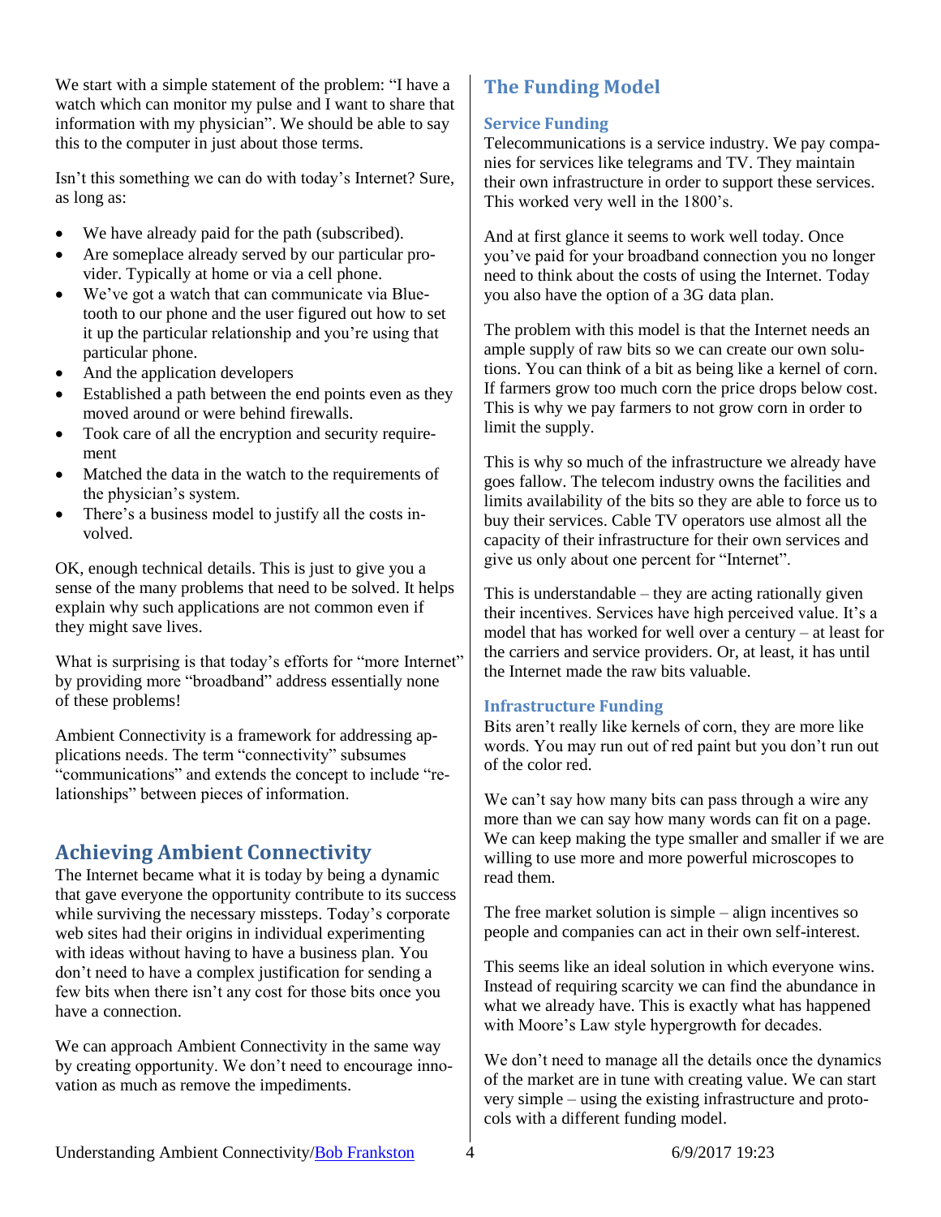We start with a simple statement of the problem: "I have a watch which can monitor my pulse and I want to share that information with my physician". We should be able to say this to the computer in just about those terms.

Isn't this something we can do with today's Internet? Sure, as long as:

- We have already paid for the path (subscribed).
- Are someplace already served by our particular provider. Typically at home or via a cell phone.
- We've got a watch that can communicate via Bluetooth to our phone and the user figured out how to set it up the particular relationship and you're using that particular phone.
- And the application developers
- Established a path between the end points even as they moved around or were behind firewalls.
- Took care of all the encryption and security requirement
- Matched the data in the watch to the requirements of the physician's system.
- There's a business model to justify all the costs involved.

OK, enough technical details. This is just to give you a sense of the many problems that need to be solved. It helps explain why such applications are not common even if they might save lives.

What is surprising is that today's efforts for "more Internet" by providing more "broadband" address essentially none of these problems!

Ambient Connectivity is a framework for addressing applications needs. The term "connectivity" subsumes "communications" and extends the concept to include "relationships" between pieces of information.

## Achieving Ambient Connectivity

The Internet became what it is today by being a dynamic that gave everyone the opportunity contribute to its success while surviving the necessary missteps. Today's corporate web sites had their origins in individual experimenting with ideas without having to have a business plan. You don't need to have a complex justification for sending a few bits when there isn't any cost for those bits once you have a connection.

We can approach Ambient Connectivity in the same way by creating opportunity. We don't need to encourage innovation as much as remove the impediments.

## The Funding Model

### Service Funding

Telecommunications is a service industry. We pay companies for services like telegrams and TV. They maintain their own infrastructure in order to support these services. This worked very well in the 1800's.

And at first glance it seems to work well today. Once you've paid for your broadband connection you no longer need to think about the costs of using the Internet. Today you also have the option of a 3G data plan.

The problem with this model is that the Internet needs an ample supply of raw bits so we can create our own solutions. You can think of a bit as being like a kernel of corn. If farmers grow too much corn the price drops below cost. This is why we pay farmers to not grow corn in order to limit the supply.

This is why so much of the infrastructure we already have goes fallow. The telecom industry owns the facilities and limits availability of the bits so they are able to force us to buy their services. Cable TV operators use almost all the capacity of their infrastructure for their own services and give us only about one percent for "Internet".

This is understandable – they are acting rationally given their incentives. Services have high perceived value. It's a model that has worked for well over a century – at least for the carriers and service providers. Or, at least, it has until the Internet made the raw bits valuable.

### Infrastructure Funding

Bits aren't really like kernels of corn, they are more like words. You may run out of red paint but you don't run out of the color red.

We can't say how many bits can pass through a wire any more than we can say how many words can fit on a page. We can keep making the type smaller and smaller if we are willing to use more and more powerful microscopes to read them.

The free market solution is simple – align incentives so people and companies can act in their own self-interest.

This seems like an ideal solution in which everyone wins. Instead of requiring scarcity we can find the abundance in what we already have. This is exactly what has happened with Moore's Law style hypergrowth for decades.

We don't need to manage all the details once the dynamics of the market are in tune with creating value. We can start very simple – using the existing infrastructure and protocols with a different funding model.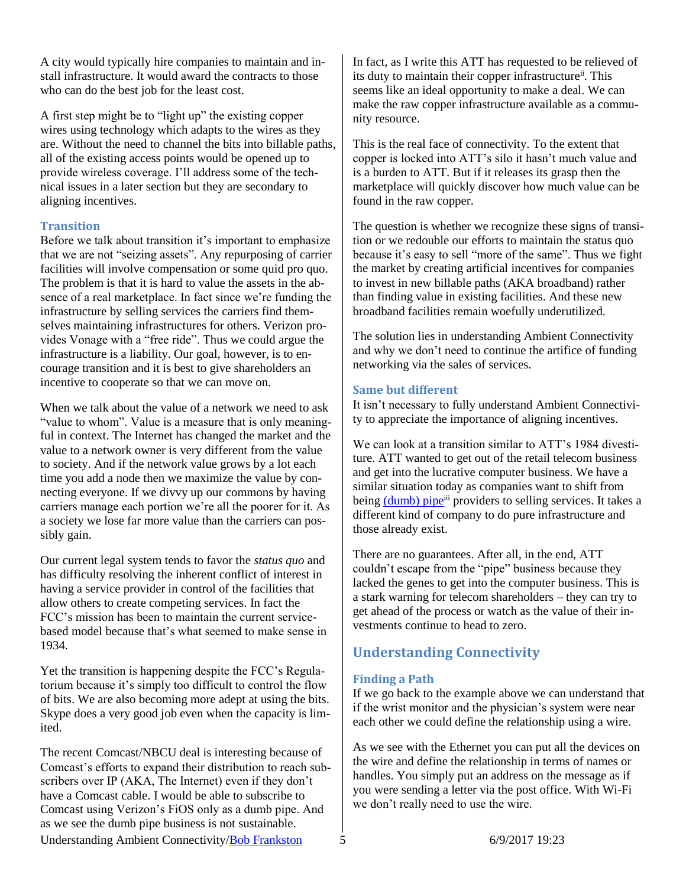A city would typically hire companies to maintain and install infrastructure. It would award the contracts to those who can do the best job for the least cost.

A first step might be to "light up" the existing copper wires using technology which adapts to the wires as they are. Without the need to channel the bits into billable paths, all of the existing access points would be opened up to provide wireless coverage. I'll address some of the technical issues in a later section but they are secondary to aligning incentives.

### Transition

Before we talk about transition it's important to emphasize that we are not "seizing assets". Any repurposing of carrier facilities will involve compensation or some quid pro quo. The problem is that it is hard to value the assets in the absence of a real marketplace. In fact since we're funding the infrastructure by selling services the carriers find themselves maintaining infrastructures for others. Verizon provides Vonage with a "free ride". Thus we could argue the infrastructure is a liability. Our goal, however, is to encourage transition and it is best to give shareholders an incentive to cooperate so that we can move on.

When we talk about the value of a network we need to ask "value to whom". Value is a measure that is only meaningful in context. The Internet has changed the market and the value to a network owner is very different from the value to society. And if the network value grows by a lot each time you add a node then we maximize the value by connecting everyone. If we divvy up our commons by having carriers manage each portion we're all the poorer for it. As a society we lose far more value than the carriers can possibly gain.

Our current legal system tends to favor the *status quo* and has difficulty resolving the inherent conflict of interest in having a service provider in control of the facilities that allow others to create competing services. In fact the FCC's mission has been to maintain the current service-based model because that's what seemed to make sense in 1934.

Yet the transition is happening despite the FCC's Regulatorium because it's simply too difficult to control the flow of bits. We are also becoming more adept at using the bits. Skype does a very good job even when the capacity is limited.

The recent Comcast/NBCU deal is interesting because of Comcast's efforts to expand their distribution to reach subscribers over IP (AKA, The Internet) even if they don't have a Comcast cable. I would be able to subscribe to Comcast using Verizon's FiOS only as a dumb pipe. And as we see the dumb pipe business is not sustainable.

In fact, as I write this ATT has requested to be relieved of its duty to maintain their copper infrastructure[ii]. This seems like an ideal opportunity to make a deal. We can make the raw copper infrastructure available as a community resource.

This is the real face of connectivity. To the extent that copper is locked into ATT's silo it hasn't much value and is a burden to ATT. But if it releases its grasp then the marketplace will quickly discover how much value can be found in the raw copper.

The question is whether we recognize these signs of transition or we redouble our efforts to maintain the status quo because it's easy to sell "more of the same". Thus we fight the market by creating artificial incentives for companies to invest in new billable paths (AKA broadband) rather than finding value in existing facilities. And these new broadband facilities remain woefully underutilized.

The solution lies in understanding Ambient Connectivity and why we don't need to continue the artifice of funding networking via the sales of services.

### Same but different

It isn't necessary to fully understand Ambient Connectivity to appreciate the importance of aligning incentives.

We can look at a transition similar to ATT's 1984 divestiture. ATT wanted to get out of the retail telecom business and get into the lucrative computer business. We have a similar situation today as companies want to shift from being (dumb) pipe[iii] providers to selling services. It takes a different kind of company to do pure infrastructure and those already exist.

There are no guarantees. After all, in the end, ATT couldn't escape from the "pipe" business because they lacked the genes to get into the computer business. This is a stark warning for telecom shareholders – they can try to get ahead of the process or watch as the value of their investments continue to head to zero.

## Understanding Connectivity

### Finding a Path

If we go back to the example above we can understand that if the wrist monitor and the physician's system were near each other we could define the relationship using a wire.

As we see with the Ethernet you can put all the devices on the wire and define the relationship in terms of names or handles. You simply put an address on the message as if you were sending a letter via the post office. With Wi-Fi we don't really need to use the wire.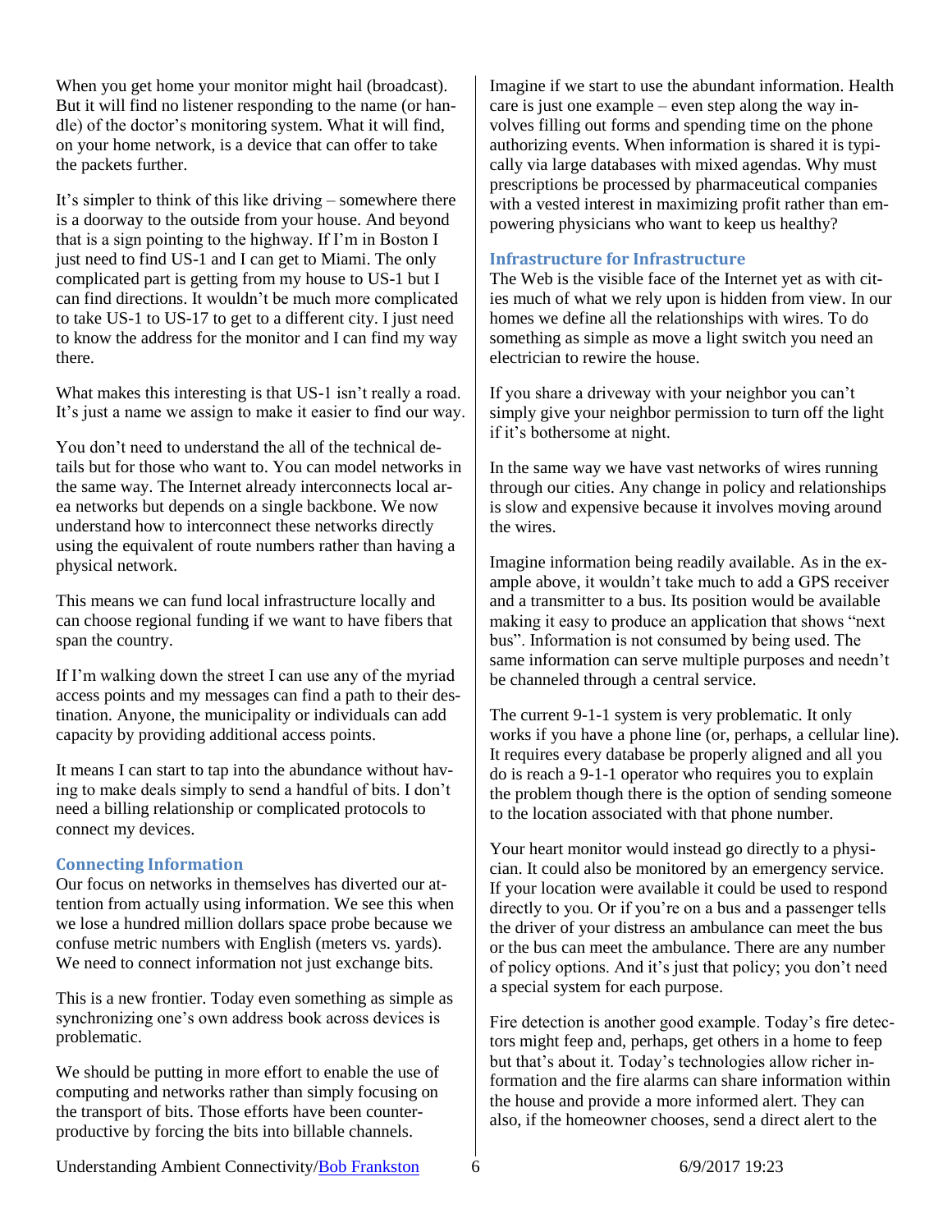When you get home your monitor might hail (broadcast). But it will find no listener responding to the name (or handle) of the doctor's monitoring system. What it will find, on your home network, is a device that can offer to take the packets further.

It's simpler to think of this like driving – somewhere there is a doorway to the outside from your house. And beyond that is a sign pointing to the highway. If I'm in Boston I just need to find US-1 and I can get to Miami. The only complicated part is getting from my house to US-1 but I can find directions. It wouldn't be much more complicated to take US-1 to US-17 to get to a different city. I just need to know the address for the monitor and I can find my way there.

What makes this interesting is that US-1 isn't really a road. It's just a name we assign to make it easier to find our way.

You don't need to understand the all of the technical details but for those who want to. You can model networks in the same way. The Internet already interconnects local area networks but depends on a single backbone. We now understand how to interconnect these networks directly using the equivalent of route numbers rather than having a physical network.

This means we can fund local infrastructure locally and can choose regional funding if we want to have fibers that span the country.

If I'm walking down the street I can use any of the myriad access points and my messages can find a path to their destination. Anyone, the municipality or individuals can add capacity by providing additional access points.

It means I can start to tap into the abundance without having to make deals simply to send a handful of bits. I don't need a billing relationship or complicated protocols to connect my devices.

## Connecting Information

Our focus on networks in themselves has diverted our attention from actually using information. We see this when we lose a hundred million dollars space probe because we confuse metric numbers with English (meters vs. yards). We need to connect information not just exchange bits.

This is a new frontier. Today even something as simple as synchronizing one's own address book across devices is problematic.

We should be putting in more effort to enable the use of computing and networks rather than simply focusing on the transport of bits. Those efforts have been counterproductive by forcing the bits into billable channels.

Imagine if we start to use the abundant information. Health care is just one example – even step along the way involves filling out forms and spending time on the phone authorizing events. When information is shared it is typically via large databases with mixed agendas. Why must prescriptions be processed by pharmaceutical companies with a vested interest in maximizing profit rather than empowering physicians who want to keep us healthy?

## Infrastructure for Infrastructure

The Web is the visible face of the Internet yet as with cities much of what we rely upon is hidden from view. In our homes we define all the relationships with wires. To do something as simple as move a light switch you need an electrician to rewire the house.

If you share a driveway with your neighbor you can't simply give your neighbor permission to turn off the light if it's bothersome at night.

In the same way we have vast networks of wires running through our cities. Any change in policy and relationships is slow and expensive because it involves moving around the wires.

Imagine information being readily available. As in the example above, it wouldn't take much to add a GPS receiver and a transmitter to a bus. Its position would be available making it easy to produce an application that shows "next bus". Information is not consumed by being used. The same information can serve multiple purposes and needn't be channeled through a central service.

The current 9-1-1 system is very problematic. It only works if you have a phone line (or, perhaps, a cellular line). It requires every database be properly aligned and all you do is reach a 9-1-1 operator who requires you to explain the problem though there is the option of sending someone to the location associated with that phone number.

Your heart monitor would instead go directly to a physician. It could also be monitored by an emergency service. If your location were available it could be used to respond directly to you. Or if you're on a bus and a passenger tells the driver of your distress an ambulance can meet the bus or the bus can meet the ambulance. There are any number of policy options. And it's just that policy; you don't need a special system for each purpose.

Fire detection is another good example. Today's fire detectors might feep and, perhaps, get others in a home to feep but that's about it. Today's technologies allow richer information and the fire alarms can share information within the house and provide a more informed alert. They can also, if the homeowner chooses, send a direct alert to the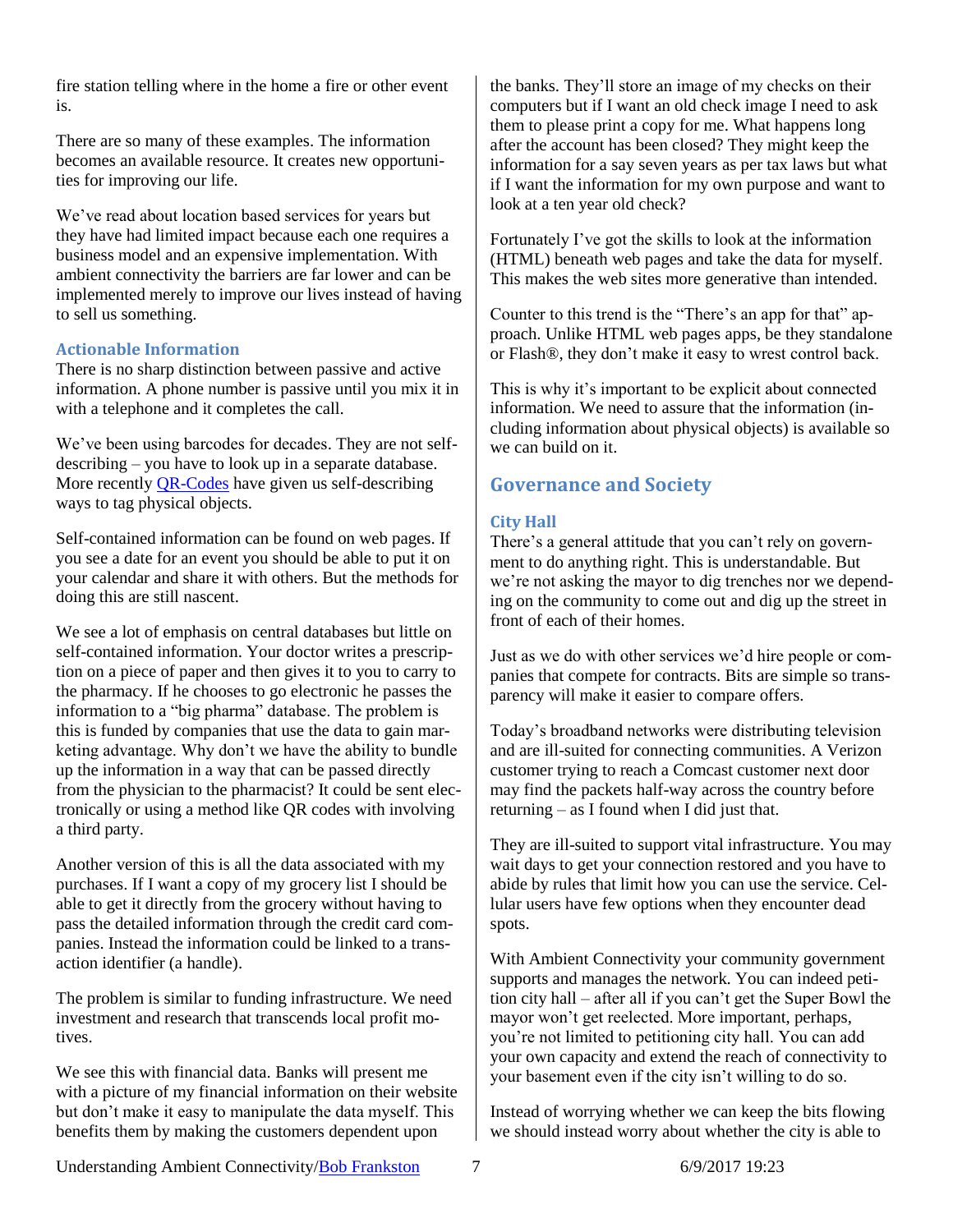fire station telling where in the home a fire or other event is.

There are so many of these examples. The information becomes an available resource. It creates new opportunities for improving our life.

We've read about location based services for years but they have had limited impact because each one requires a business model and an expensive implementation. With ambient connectivity the barriers are far lower and can be implemented merely to improve our lives instead of having to sell us something.

### Actionable Information

There is no sharp distinction between passive and active information. A phone number is passive until you mix it in with a telephone and it completes the call.

We've been using barcodes for decades. They are not self-describing – you have to look up in a separate database. More recently [QR-Codes](#) have given us self-describing ways to tag physical objects.

Self-contained information can be found on web pages. If you see a date for an event you should be able to put it on your calendar and share it with others. But the methods for doing this are still nascent.

We see a lot of emphasis on central databases but little on self-contained information. Your doctor writes a prescription on a piece of paper and then gives it to you to carry to the pharmacy. If he chooses to go electronic he passes the information to a "big pharma" database. The problem is this is funded by companies that use the data to gain marketing advantage. Why don't we have the ability to bundle up the information in a way that can be passed directly from the physician to the pharmacist? It could be sent electronically or using a method like QR codes with involving a third party.

Another version of this is all the data associated with my purchases. If I want a copy of my grocery list I should be able to get it directly from the grocery without having to pass the detailed information through the credit card companies. Instead the information could be linked to a transaction identifier (a handle).

The problem is similar to funding infrastructure. We need investment and research that transcends local profit motives.

We see this with financial data. Banks will present me with a picture of my financial information on their website but don't make it easy to manipulate the data myself. This benefits them by making the customers dependent upon the banks. They'll store an image of my checks on their computers but if I want an old check image I need to ask them to please print a copy for me. What happens long after the account has been closed? They might keep the information for a say seven years as per tax laws but what if I want the information for my own purpose and want to look at a ten year old check?

Fortunately I've got the skills to look at the information (HTML) beneath web pages and take the data for myself. This makes the web sites more generative than intended.

Counter to this trend is the "There's an app for that" approach. Unlike HTML web pages apps, be they standalone or Flash®, they don't make it easy to wrest control back.

This is why it's important to be explicit about connected information. We need to assure that the information (including information about physical objects) is available so we can build on it.

## Governance and Society

### City Hall

There's a general attitude that you can't rely on government to do anything right. This is understandable. But we're not asking the mayor to dig trenches nor we depending on the community to come out and dig up the street in front of each of their homes.

Just as we do with other services we'd hire people or companies that compete for contracts. Bits are simple so transparency will make it easier to compare offers.

Today's broadband networks were distributing television and are ill-suited for connecting communities. A Verizon customer trying to reach a Comcast customer next door may find the packets half-way across the country before returning – as I found when I did just that.

They are ill-suited to support vital infrastructure. You may wait days to get your connection restored and you have to abide by rules that limit how you can use the service. Cellular users have few options when they encounter dead spots.

With Ambient Connectivity your community government supports and manages the network. You can indeed petition city hall – after all if you can't get the Super Bowl the mayor won't get reelected. More important, perhaps, you're not limited to petitioning city hall. You can add your own capacity and extend the reach of connectivity to your basement even if the city isn't willing to do so.

Instead of worrying whether we can keep the bits flowing we should instead worry about whether the city is able to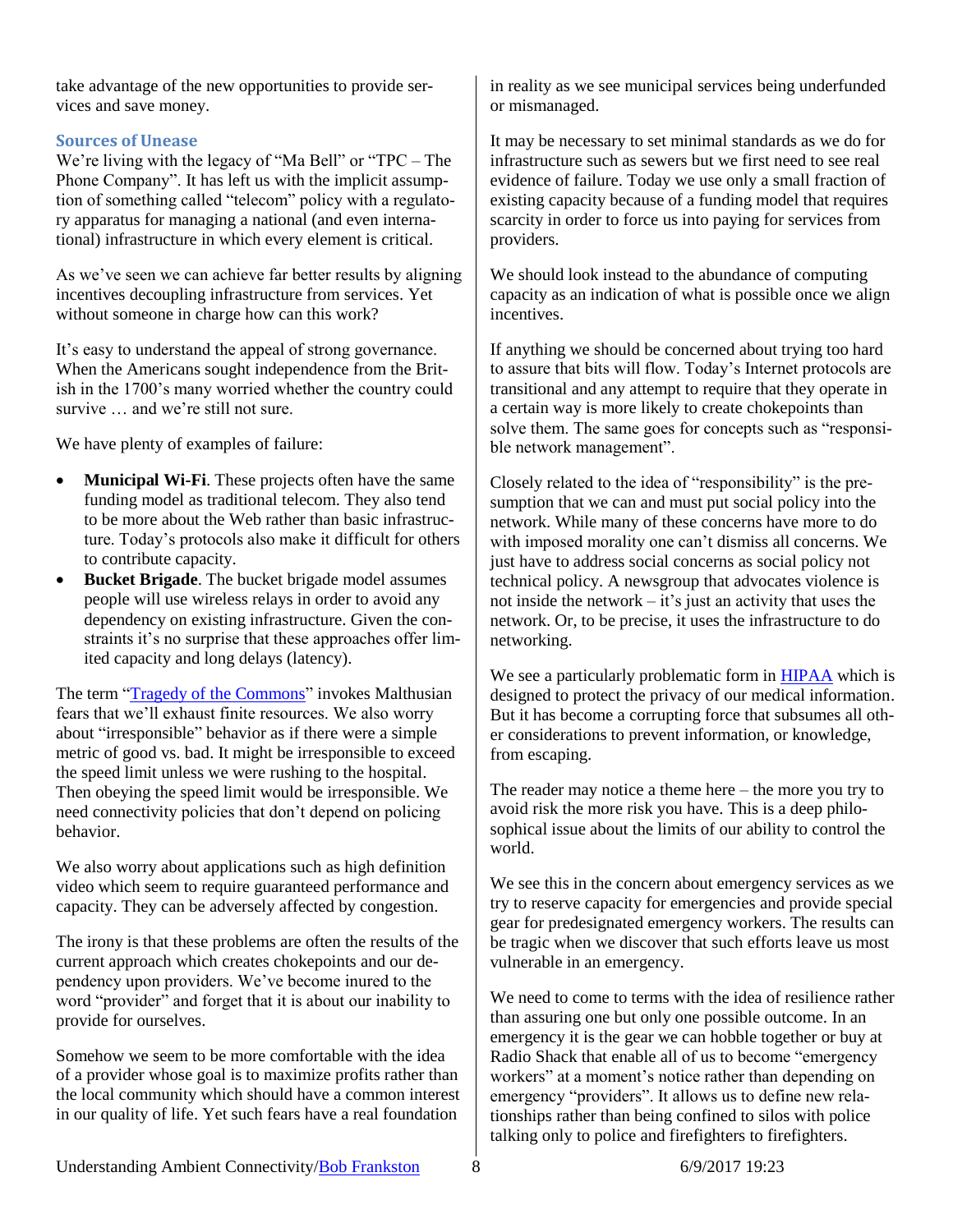take advantage of the new opportunities to provide services and save money.

### Sources of Unease

We're living with the legacy of "Ma Bell" or "TPC – The Phone Company". It has left us with the implicit assumption of something called "telecom" policy with a regulatory apparatus for managing a national (and even international) infrastructure in which every element is critical.

As we've seen we can achieve far better results by aligning incentives decoupling infrastructure from services. Yet without someone in charge how can this work?

It's easy to understand the appeal of strong governance. When the Americans sought independence from the British in the 1700's many worried whether the country could survive … and we're still not sure.

We have plenty of examples of failure:

- **Municipal Wi-Fi**. These projects often have the same funding model as traditional telecom. They also tend to be more about the Web rather than basic infrastructure. Today's protocols also make it difficult for others to contribute capacity.
- **Bucket Brigade**. The bucket brigade model assumes people will use wireless relays in order to avoid any dependency on existing infrastructure. Given the constraints it's no surprise that these approaches offer limited capacity and long delays (latency).

The term "[Tragedy of the Commons](https://en.wikipedia.org/wiki/Tragedy_of_the_commons)" invokes Malthusian fears that we'll exhaust finite resources. We also worry about "irresponsible" behavior as if there were a simple metric of good vs. bad. It might be irresponsible to exceed the speed limit unless we were rushing to the hospital. Then obeying the speed limit would be irresponsible. We need connectivity policies that don't depend on policing behavior.

We also worry about applications such as high definition video which seem to require guaranteed performance and capacity. They can be adversely affected by congestion.

The irony is that these problems are often the results of the current approach which creates chokepoints and our dependency upon providers. We've become inured to the word "provider" and forget that it is about our inability to provide for ourselves.

Somehow we seem to be more comfortable with the idea of a provider whose goal is to maximize profits rather than the local community which should have a common interest in our quality of life. Yet such fears have a real foundation in reality as we see municipal services being underfunded or mismanaged.

It may be necessary to set minimal standards as we do for infrastructure such as sewers but we first need to see real evidence of failure. Today we use only a small fraction of existing capacity because of a funding model that requires scarcity in order to force us into paying for services from providers.

We should look instead to the abundance of computing capacity as an indication of what is possible once we align incentives.

If anything we should be concerned about trying too hard to assure that bits will flow. Today's Internet protocols are transitional and any attempt to require that they operate in a certain way is more likely to create chokepoints than solve them. The same goes for concepts such as "responsible network management".

Closely related to the idea of "responsibility" is the presumption that we can and must put social policy into the network. While many of these concerns have more to do with imposed morality one can't dismiss all concerns. We just have to address social concerns as social policy not technical policy. A newsgroup that advocates violence is not inside the network – it's just an activity that uses the network. Or, to be precise, it uses the infrastructure to do networking.

We see a particularly problematic form in [HIPAA](https://en.wikipedia.org/wiki/HIPAA) which is designed to protect the privacy of our medical information. But it has become a corrupting force that subsumes all other considerations to prevent information, or knowledge, from escaping.

The reader may notice a theme here – the more you try to avoid risk the more risk you have. This is a deep philosophical issue about the limits of our ability to control the world.

We see this in the concern about emergency services as we try to reserve capacity for emergencies and provide special gear for predesignated emergency workers. The results can be tragic when we discover that such efforts leave us most vulnerable in an emergency.

We need to come to terms with the idea of resilience rather than assuring one but only one possible outcome. In an emergency it is the gear we can hobble together or buy at Radio Shack that enable all of us to become "emergency workers" at a moment's notice rather than depending on emergency "providers". It allows us to define new relationships rather than being confined to silos with police talking only to police and firefighters to firefighters.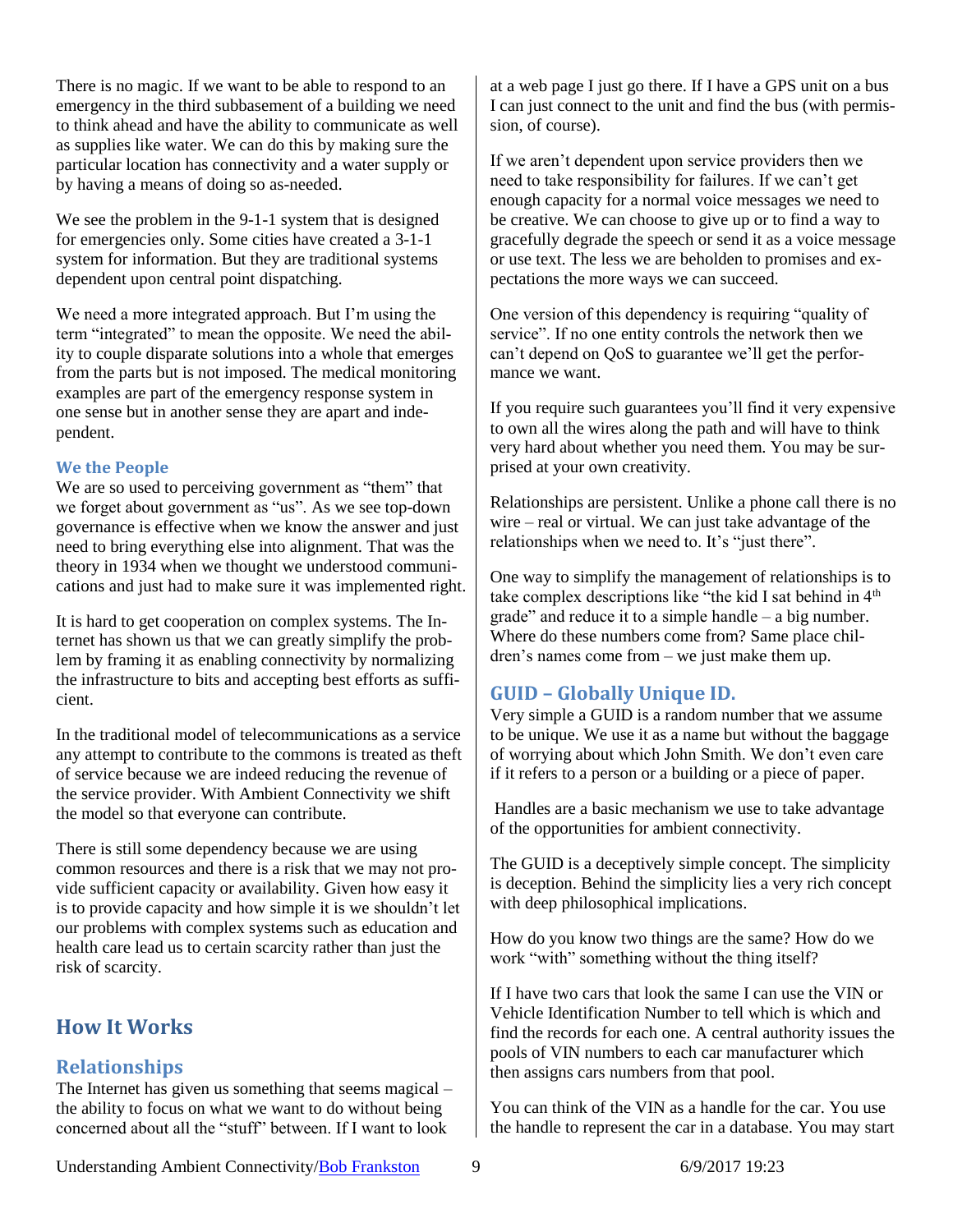There is no magic. If we want to be able to respond to an emergency in the third subbasement of a building we need to think ahead and have the ability to communicate as well as supplies like water. We can do this by making sure the particular location has connectivity and a water supply or by having a means of doing so as-needed.

We see the problem in the 9-1-1 system that is designed for emergencies only. Some cities have created a 3-1-1 system for information. But they are traditional systems dependent upon central point dispatching.

We need a more integrated approach. But I'm using the term "integrated" to mean the opposite. We need the ability to couple disparate solutions into a whole that emerges from the parts but is not imposed. The medical monitoring examples are part of the emergency response system in one sense but in another sense they are apart and independent.

### We the People

We are so used to perceiving government as "them" that we forget about government as "us". As we see top-down governance is effective when we know the answer and just need to bring everything else into alignment. That was the theory in 1934 when we thought we understood communications and just had to make sure it was implemented right.

It is hard to get cooperation on complex systems. The Internet has shown us that we can greatly simplify the problem by framing it as enabling connectivity by normalizing the infrastructure to bits and accepting best efforts as sufficient.

In the traditional model of telecommunications as a service any attempt to contribute to the commons is treated as theft of service because we are indeed reducing the revenue of the service provider. With Ambient Connectivity we shift the model so that everyone can contribute.

There is still some dependency because we are using common resources and there is a risk that we may not provide sufficient capacity or availability. Given how easy it is to provide capacity and how simple it is we shouldn't let our problems with complex systems such as education and health care lead us to certain scarcity rather than just the risk of scarcity.

# How It Works

## Relationships

The Internet has given us something that seems magical – the ability to focus on what we want to do without being concerned about all the "stuff" between. If I want to look at a web page I just go there. If I have a GPS unit on a bus I can just connect to the unit and find the bus (with permission, of course).

If we aren't dependent upon service providers then we need to take responsibility for failures. If we can't get enough capacity for a normal voice messages we need to be creative. We can choose to give up or to find a way to gracefully degrade the speech or send it as a voice message or use text. The less we are beholden to promises and expectations the more ways we can succeed.

One version of this dependency is requiring "quality of service". If no one entity controls the network then we can't depend on QoS to guarantee we'll get the performance we want.

If you require such guarantees you'll find it very expensive to own all the wires along the path and will have to think very hard about whether you need them. You may be surprised at your own creativity.

Relationships are persistent. Unlike a phone call there is no wire – real or virtual. We can just take advantage of the relationships when we need to. It's "just there".

One way to simplify the management of relationships is to take complex descriptions like "the kid I sat behind in 4th grade" and reduce it to a simple handle – a big number. Where do these numbers come from? Same place children's names come from – we just make them up.

## GUID – Globally Unique ID.

Very simple a GUID is a random number that we assume to be unique. We use it as a name but without the baggage of worrying about which John Smith. We don't even care if it refers to a person or a building or a piece of paper.

Handles are a basic mechanism we use to take advantage of the opportunities for ambient connectivity.

The GUID is a deceptively simple concept. The simplicity is deception. Behind the simplicity lies a very rich concept with deep philosophical implications.

How do you know two things are the same? How do we work "with" something without the thing itself?

If I have two cars that look the same I can use the VIN or Vehicle Identification Number to tell which is which and find the records for each one. A central authority issues the pools of VIN numbers to each car manufacturer which then assigns cars numbers from that pool.

You can think of the VIN as a handle for the car. You use the handle to represent the car in a database. You may start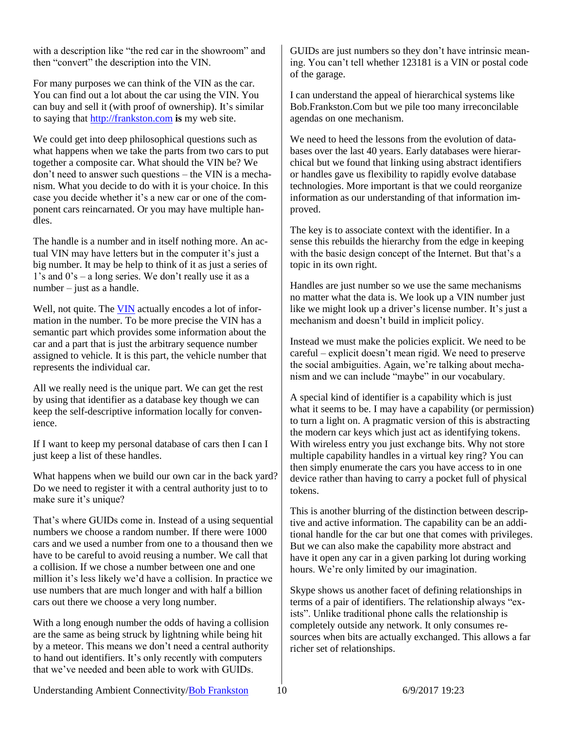with a description like "the red car in the showroom" and then "convert" the description into the VIN.

For many purposes we can think of the VIN as the car. You can find out a lot about the car using the VIN. You can buy and sell it (with proof of ownership). It's similar to saying that http://frankston.com **is** my web site.

We could get into deep philosophical questions such as what happens when we take the parts from two cars to put together a composite car. What should the VIN be? We don't need to answer such questions – the VIN is a mechanism. What you decide to do with it is your choice. In this case you decide whether it's a new car or one of the component cars reincarnated. Or you may have multiple handles.

The handle is a number and in itself nothing more. An actual VIN may have letters but in the computer it's just a big number. It may be help to think of it as just a series of 1's and 0's – a long series. We don't really use it as a number – just as a handle.

Well, not quite. The VIN actually encodes a lot of information in the number. To be more precise the VIN has a semantic part which provides some information about the car and a part that is just the arbitrary sequence number assigned to vehicle. It is this part, the vehicle number that represents the individual car.

All we really need is the unique part. We can get the rest by using that identifier as a database key though we can keep the self-descriptive information locally for convenience.

If I want to keep my personal database of cars then I can I just keep a list of these handles.

What happens when we build our own car in the back yard? Do we need to register it with a central authority just to to make sure it's unique?

That's where GUIDs come in. Instead of a using sequential numbers we choose a random number. If there were 1000 cars and we used a number from one to a thousand then we have to be careful to avoid reusing a number. We call that a collision. If we chose a number between one and one million it's less likely we'd have a collision. In practice we use numbers that are much longer and with half a billion cars out there we choose a very long number.

With a long enough number the odds of having a collision are the same as being struck by lightning while being hit by a meteor. This means we don't need a central authority to hand out identifiers. It's only recently with computers that we've needed and been able to work with GUIDs.

GUIDs are just numbers so they don't have intrinsic meaning. You can't tell whether 123181 is a VIN or postal code of the garage.

I can understand the appeal of hierarchical systems like Bob.Frankston.Com but we pile too many irreconcilable agendas on one mechanism.

We need to heed the lessons from the evolution of databases over the last 40 years. Early databases were hierarchical but we found that linking using abstract identifiers or handles gave us flexibility to rapidly evolve database technologies. More important is that we could reorganize information as our understanding of that information improved.

The key is to associate context with the identifier. In a sense this rebuilds the hierarchy from the edge in keeping with the basic design concept of the Internet. But that's a topic in its own right.

Handles are just number so we use the same mechanisms no matter what the data is. We look up a VIN number just like we might look up a driver's license number. It's just a mechanism and doesn't build in implicit policy.

Instead we must make the policies explicit. We need to be careful – explicit doesn't mean rigid. We need to preserve the social ambiguities. Again, we're talking about mechanism and we can include "maybe" in our vocabulary.

A special kind of identifier is a capability which is just what it seems to be. I may have a capability (or permission) to turn a light on. A pragmatic version of this is abstracting the modern car keys which just act as identifying tokens. With wireless entry you just exchange bits. Why not store multiple capability handles in a virtual key ring? You can then simply enumerate the cars you have access to in one device rather than having to carry a pocket full of physical tokens.

This is another blurring of the distinction between descriptive and active information. The capability can be an additional handle for the car but one that comes with privileges. But we can also make the capability more abstract and have it open any car in a given parking lot during working hours. We're only limited by our imagination.

Skype shows us another facet of defining relationships in terms of a pair of identifiers. The relationship always "exists". Unlike traditional phone calls the relationship is completely outside any network. It only consumes resources when bits are actually exchanged. This allows a far richer set of relationships.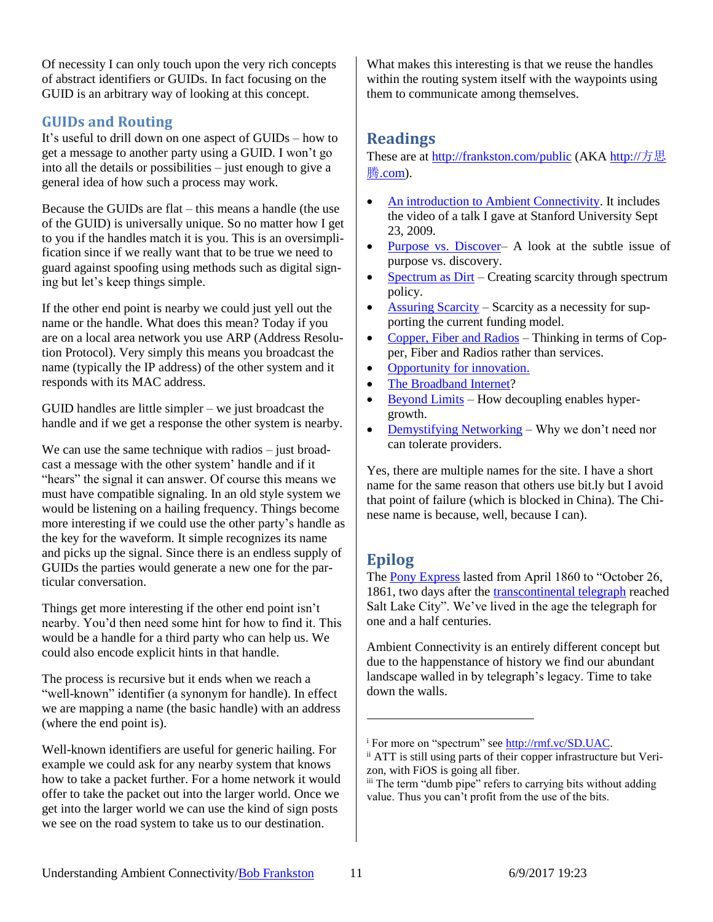Of necessity I can only touch upon the very rich concepts of abstract identifiers or GUIDs. In fact focusing on the GUID is an arbitrary way of looking at this concept.

### GUIDs and Routing

It's useful to drill down on one aspect of GUIDs – how to get a message to another party using a GUID. I won't go into all the details or possibilities – just enough to give a general idea of how such a process may work.

Because the GUIDs are flat – this means a handle (the use of the GUID) is universally unique. So no matter how I get to you if the handles match it is you. This is an oversimplification since if we really want that to be true we need to guard against spoofing using methods such as digital signing but let's keep things simple.

If the other end point is nearby we could just yell out the name or the handle. What does this mean? Today if you are on a local area network you use ARP (Address Resolution Protocol). Very simply this means you broadcast the name (typically the IP address) of the other system and it responds with its MAC address.

GUID handles are little simpler – we just broadcast the handle and if we get a response the other system is nearby.

We can use the same technique with radios – just broadcast a message with the other system' handle and if it "hears" the signal it can answer. Of course this means we must have compatible signaling. In an old style system we would be listening on a hailing frequency. Things become more interesting if we could use the other party's handle as the key for the waveform. It simple recognizes its name and picks up the signal. Since there is an endless supply of GUIDs the parties would generate a new one for the particular conversation.

Things get more interesting if the other end point isn't nearby. You'd then need some hint for how to find it. This would be a handle for a third party who can help us. We could also encode explicit hints in that handle.

The process is recursive but it ends when we reach a "well-known" identifier (a synonym for handle). In effect we are mapping a name (the basic handle) with an address (where the end point is).

Well-known identifiers are useful for generic hailing. For example we could ask for any nearby system that knows how to take a packet further. For a home network it would offer to take the packet out into the larger world. Once we get into the larger world we can use the kind of sign posts we see on the road system to take us to our destination.

What makes this interesting is that we reuse the handles within the routing system itself with the waypoints using them to communicate among themselves.

## Readings

These are at http://frankston.com/public (AKA http://方思腾.com).

- An introduction to Ambient Connectivity. It includes the video of a talk I gave at Stanford University Sept 23, 2009.
- Purpose vs. Discover– A look at the subtle issue of purpose vs. discovery.
- Spectrum as Dirt – Creating scarcity through spectrum policy.
- Assuring Scarcity – Scarcity as a necessity for supporting the current funding model.
- Copper, Fiber and Radios – Thinking in terms of Copper, Fiber and Radios rather than services.
- Opportunity for innovation.
- The Broadband Internet?
- Beyond Limits – How decoupling enables hyper-growth.
- Demystifying Networking – Why we don't need nor can tolerate providers.

Yes, there are multiple names for the site. I have a short name for the same reason that others use bit.ly but I avoid that point of failure (which is blocked in China). The Chinese name is because, well, because I can).

## Epilog

The Pony Express lasted from April 1860 to "October 26, 1861, two days after the transcontinental telegraph reached Salt Lake City". We've lived in the age the telegraph for one and a half centuries.

Ambient Connectivity is an entirely different concept but due to the happenstance of history we find our abundant landscape walled in by telegraph's legacy. Time to take down the walls.

---

[i] For more on "spectrum" see http://rmf.vc/SD.UAC.

[ii] ATT is still using parts of their copper infrastructure but Verizon, with FiOS is going all fiber.

[iii] The term "dumb pipe" refers to carrying bits without adding value. Thus you can't profit from the use of the bits.